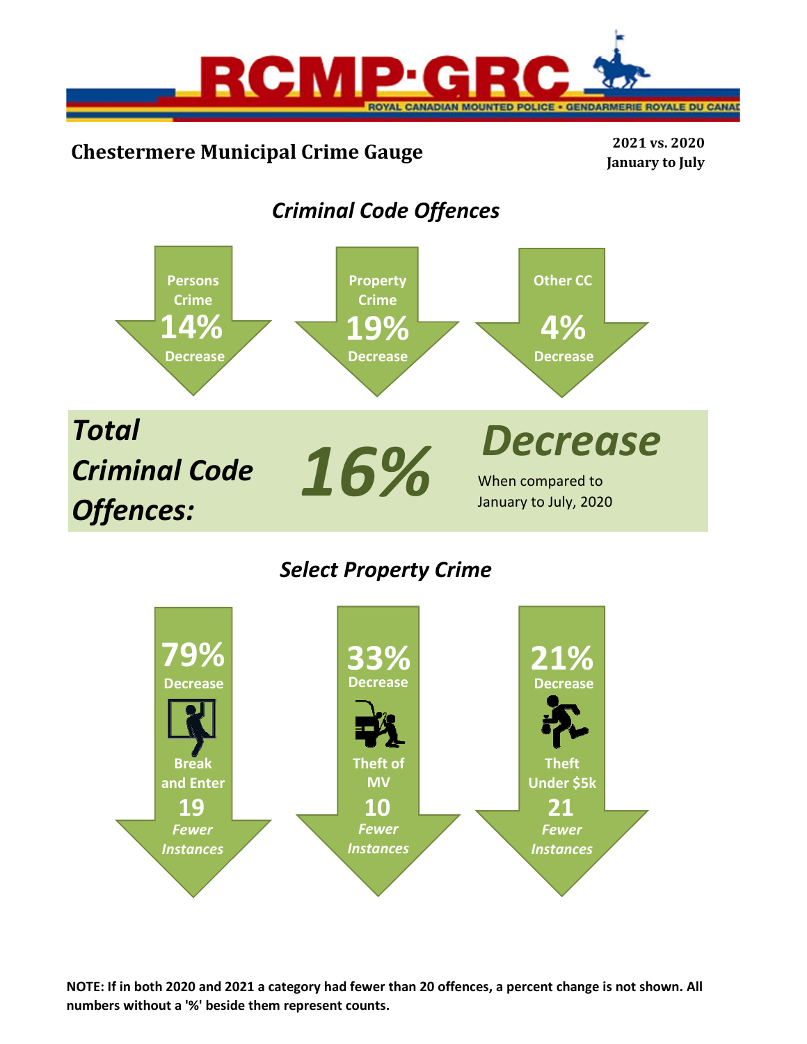RCMP·GRC

ROYAL CANADIAN MOUNTED POLICE • GENDARMERIE ROYALE DU CANADA

## Chestermere Municipal Crime Gauge

**2021 vs. 2020**
**January to July**

### *Criminal Code Offences*

**Persons Crime**
**14%**
**Decrease**

**Property Crime**
**19%**
**Decrease**

**Other CC**
**4%**
**Decrease**

***Total Criminal Code Offences:*** ***16%*** ***Decrease***

When compared to January to July, 2020

### *Select Property Crime*

**79%**
**Decrease**
**Break and Enter**
**19**
***Fewer Instances***

**33%**
**Decrease**
**Theft of MV**
**10**
***Fewer Instances***

**21%**
**Decrease**
**Theft Under $5k**
**21**
***Fewer Instances***

**NOTE: If in both 2020 and 2021 a category had fewer than 20 offences, a percent change is not shown. All numbers without a '%' beside them represent counts.**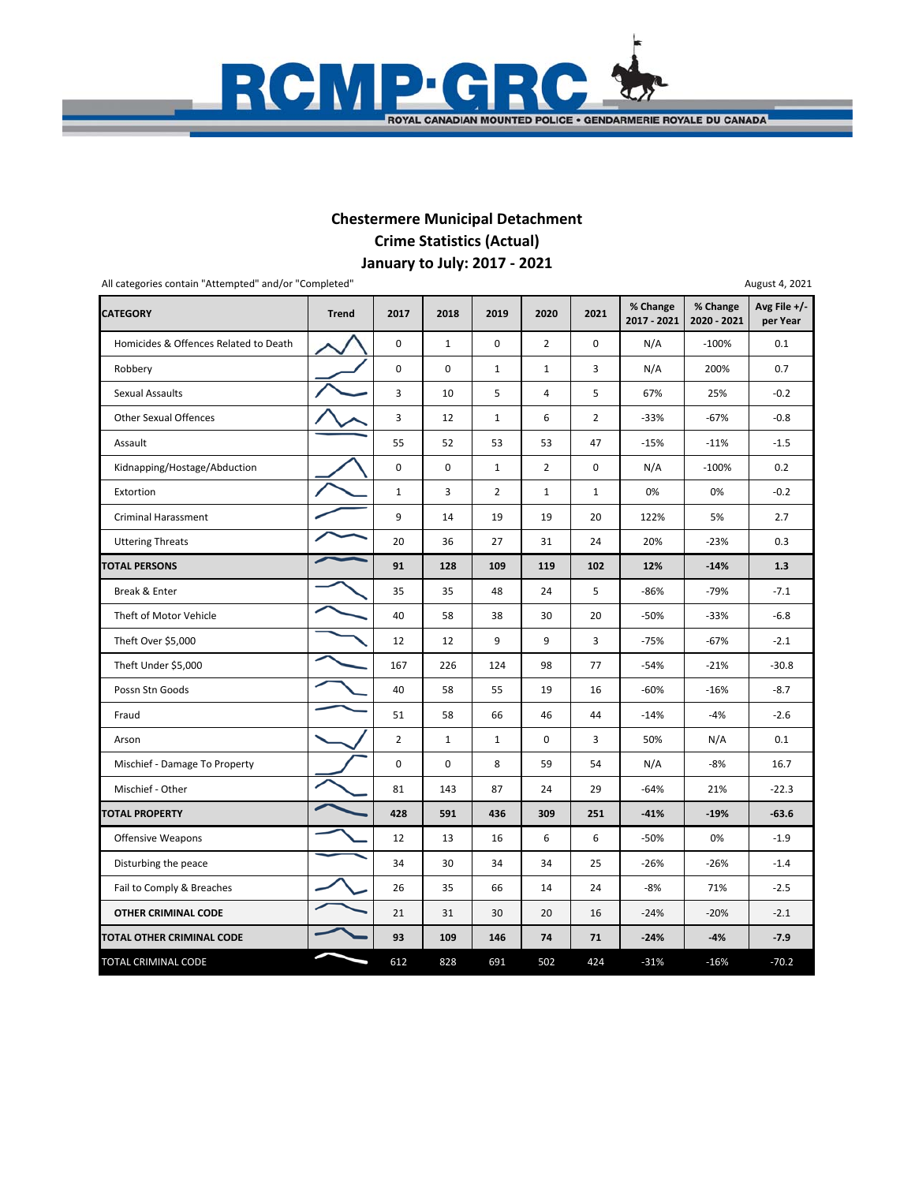RCMP·GRC

ROYAL CANADIAN MOUNTED POLICE • GENDARMERIE ROYALE DU CANADA

## Chestermere Municipal Detachment
## Crime Statistics (Actual)
## January to July: 2017 - 2021

All categories contain "Attempted" and/or "Completed"

August 4, 2021

| CATEGORY | Trend | 2017 | 2018 | 2019 | 2020 | 2021 | % Change 2017 - 2021 | % Change 2020 - 2021 | Avg File +/- per Year |
|---|---|---|---|---|---|---|---|---|---|
| Homicides & Offences Related to Death | | 0 | 1 | 0 | 2 | 0 | N/A | -100% | 0.1 |
| Robbery | | 0 | 0 | 1 | 1 | 3 | N/A | 200% | 0.7 |
| Sexual Assaults | | 3 | 10 | 5 | 4 | 5 | 67% | 25% | -0.2 |
| Other Sexual Offences | | 3 | 12 | 1 | 6 | 2 | -33% | -67% | -0.8 |
| Assault | | 55 | 52 | 53 | 53 | 47 | -15% | -11% | -1.5 |
| Kidnapping/Hostage/Abduction | | 0 | 0 | 1 | 2 | 0 | N/A | -100% | 0.2 |
| Extortion | | 1 | 3 | 2 | 1 | 1 | 0% | 0% | -0.2 |
| Criminal Harassment | | 9 | 14 | 19 | 19 | 20 | 122% | 5% | 2.7 |
| Uttering Threats | | 20 | 36 | 27 | 31 | 24 | 20% | -23% | 0.3 |
| **TOTAL PERSONS** | | **91** | **128** | **109** | **119** | **102** | **12%** | **-14%** | **1.3** |
| Break & Enter | | 35 | 35 | 48 | 24 | 5 | -86% | -79% | -7.1 |
| Theft of Motor Vehicle | | 40 | 58 | 38 | 30 | 20 | -50% | -33% | -6.8 |
| Theft Over $5,000 | | 12 | 12 | 9 | 9 | 3 | -75% | -67% | -2.1 |
| Theft Under $5,000 | | 167 | 226 | 124 | 98 | 77 | -54% | -21% | -30.8 |
| Possn Stn Goods | | 40 | 58 | 55 | 19 | 16 | -60% | -16% | -8.7 |
| Fraud | | 51 | 58 | 66 | 46 | 44 | -14% | -4% | -2.6 |
| Arson | | 2 | 1 | 1 | 0 | 3 | 50% | N/A | 0.1 |
| Mischief - Damage To Property | | 0 | 0 | 8 | 59 | 54 | N/A | -8% | 16.7 |
| Mischief - Other | | 81 | 143 | 87 | 24 | 29 | -64% | 21% | -22.3 |
| **TOTAL PROPERTY** | | **428** | **591** | **436** | **309** | **251** | **-41%** | **-19%** | **-63.6** |
| Offensive Weapons | | 12 | 13 | 16 | 6 | 6 | -50% | 0% | -1.9 |
| Disturbing the peace | | 34 | 30 | 34 | 34 | 25 | -26% | -26% | -1.4 |
| Fail to Comply & Breaches | | 26 | 35 | 66 | 14 | 24 | -8% | 71% | -2.5 |
| **OTHER CRIMINAL CODE** | | 21 | 31 | 30 | 20 | 16 | -24% | -20% | -2.1 |
| **TOTAL OTHER CRIMINAL CODE** | | **93** | **109** | **146** | **74** | **71** | **-24%** | **-4%** | **-7.9** |
| TOTAL CRIMINAL CODE | | 612 | 828 | 691 | 502 | 424 | -31% | -16% | -70.2 |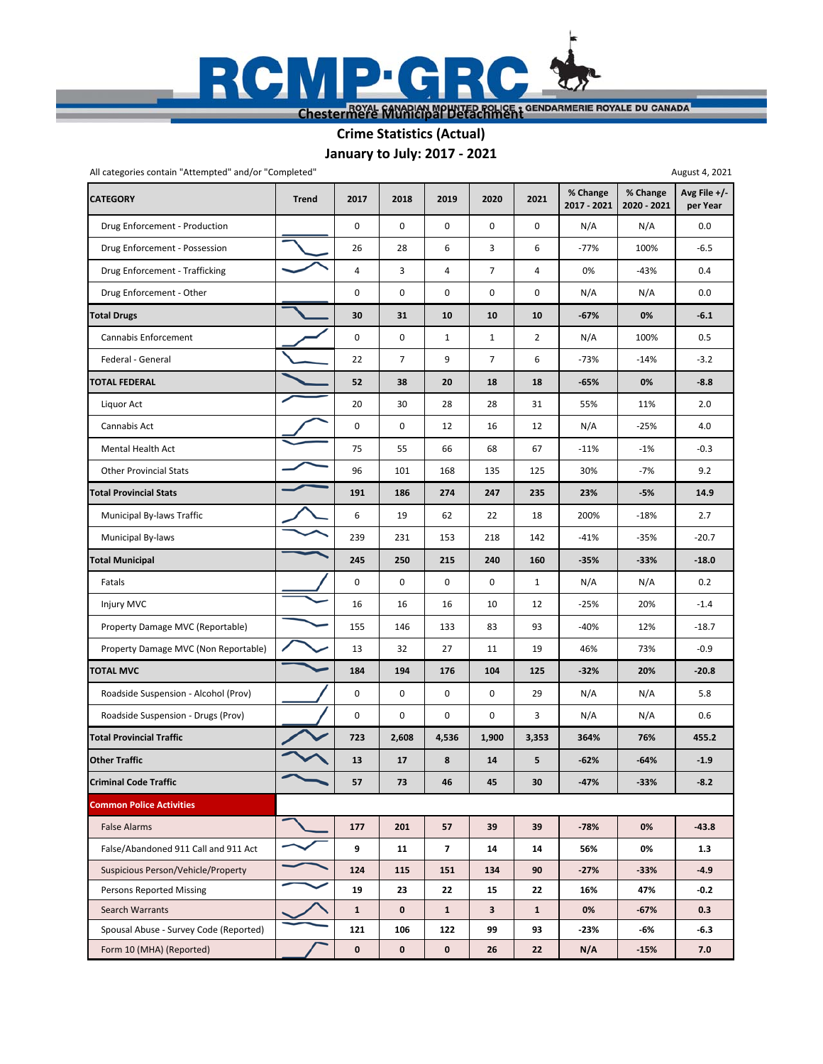# RCMP·GRC

ROYAL CANADIAN MOUNTED POLICE · GENDARMERIE ROYALE DU CANADA

## Chestermere Municipal Detachment

### Crime Statistics (Actual)

### January to July: 2017 - 2021

All categories contain "Attempted" and/or "Completed"

August 4, 2021

| CATEGORY | Trend | 2017 | 2018 | 2019 | 2020 | 2021 | % Change 2017 - 2021 | % Change 2020 - 2021 | Avg File +/- per Year |
|---|---|---|---|---|---|---|---|---|---|
| Drug Enforcement - Production | | 0 | 0 | 0 | 0 | 0 | N/A | N/A | 0.0 |
| Drug Enforcement - Possession | | 26 | 28 | 6 | 3 | 6 | -77% | 100% | -6.5 |
| Drug Enforcement - Trafficking | | 4 | 3 | 4 | 7 | 4 | 0% | -43% | 0.4 |
| Drug Enforcement - Other | | 0 | 0 | 0 | 0 | 0 | N/A | N/A | 0.0 |
| **Total Drugs** | | **30** | **31** | **10** | **10** | **10** | **-67%** | **0%** | **-6.1** |
| Cannabis Enforcement | | 0 | 0 | 1 | 1 | 2 | N/A | 100% | 0.5 |
| Federal - General | | 22 | 7 | 9 | 7 | 6 | -73% | -14% | -3.2 |
| **TOTAL FEDERAL** | | **52** | **38** | **20** | **18** | **18** | **-65%** | **0%** | **-8.8** |
| Liquor Act | | 20 | 30 | 28 | 28 | 31 | 55% | 11% | 2.0 |
| Cannabis Act | | 0 | 0 | 12 | 16 | 12 | N/A | -25% | 4.0 |
| Mental Health Act | | 75 | 55 | 66 | 68 | 67 | -11% | -1% | -0.3 |
| Other Provincial Stats | | 96 | 101 | 168 | 135 | 125 | 30% | -7% | 9.2 |
| **Total Provincial Stats** | | **191** | **186** | **274** | **247** | **235** | **23%** | **-5%** | **14.9** |
| Municipal By-laws Traffic | | 6 | 19 | 62 | 22 | 18 | 200% | -18% | 2.7 |
| Municipal By-laws | | 239 | 231 | 153 | 218 | 142 | -41% | -35% | -20.7 |
| **Total Municipal** | | **245** | **250** | **215** | **240** | **160** | **-35%** | **-33%** | **-18.0** |
| Fatals | | 0 | 0 | 0 | 0 | 1 | N/A | N/A | 0.2 |
| Injury MVC | | 16 | 16 | 16 | 10 | 12 | -25% | 20% | -1.4 |
| Property Damage MVC (Reportable) | | 155 | 146 | 133 | 83 | 93 | -40% | 12% | -18.7 |
| Property Damage MVC (Non Reportable) | | 13 | 32 | 27 | 11 | 19 | 46% | 73% | -0.9 |
| **TOTAL MVC** | | **184** | **194** | **176** | **104** | **125** | **-32%** | **20%** | **-20.8** |
| Roadside Suspension - Alcohol (Prov) | | 0 | 0 | 0 | 0 | 29 | N/A | N/A | 5.8 |
| Roadside Suspension - Drugs (Prov) | | 0 | 0 | 0 | 0 | 3 | N/A | N/A | 0.6 |
| **Total Provincial Traffic** | | **723** | **2,608** | **4,536** | **1,900** | **3,353** | **364%** | **76%** | **455.2** |
| **Other Traffic** | | **13** | **17** | **8** | **14** | **5** | **-62%** | **-64%** | **-1.9** |
| **Criminal Code Traffic** | | **57** | **73** | **46** | **45** | **30** | **-47%** | **-33%** | **-8.2** |
| **Common Police Activities** | | | | | | | | | |
| False Alarms | | **177** | **201** | **57** | **39** | **39** | -78% | 0% | -43.8 |
| False/Abandoned 911 Call and 911 Act | | **9** | **11** | **7** | **14** | **14** | 56% | 0% | 1.3 |
| Suspicious Person/Vehicle/Property | | **124** | **115** | **151** | **134** | **90** | -27% | -33% | -4.9 |
| Persons Reported Missing | | **19** | **23** | **22** | **15** | **22** | 16% | 47% | -0.2 |
| Search Warrants | | **1** | **0** | **1** | **3** | **1** | 0% | -67% | 0.3 |
| Spousal Abuse - Survey Code (Reported) | | **121** | **106** | **122** | **99** | **93** | -23% | -6% | -6.3 |
| Form 10 (MHA) (Reported) | | **0** | **0** | **0** | **26** | **22** | **N/A** | -15% | 7.0 |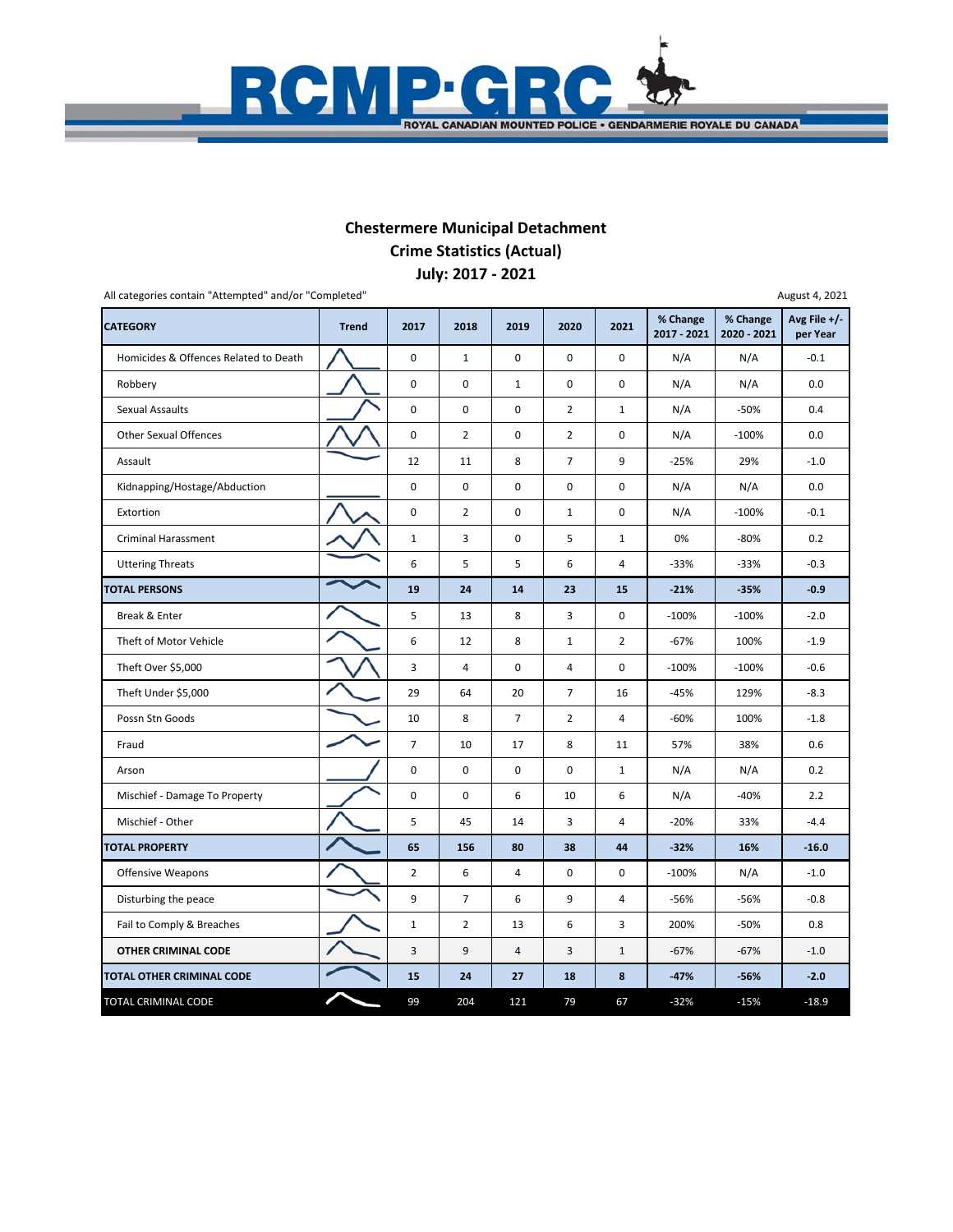RCMP·GRC

ROYAL CANADIAN MOUNTED POLICE • GENDARMERIE ROYALE DU CANADA

## Chestermere Municipal Detachment
## Crime Statistics (Actual)
## July: 2017 - 2021

All categories contain "Attempted" and/or "Completed"

August 4, 2021

| CATEGORY | Trend | 2017 | 2018 | 2019 | 2020 | 2021 | % Change 2017 - 2021 | % Change 2020 - 2021 | Avg File +/- per Year |
|---|---|---|---|---|---|---|---|---|---|
| Homicides & Offences Related to Death | | 0 | 1 | 0 | 0 | 0 | N/A | N/A | -0.1 |
| Robbery | | 0 | 0 | 1 | 0 | 0 | N/A | N/A | 0.0 |
| Sexual Assaults | | 0 | 0 | 0 | 2 | 1 | N/A | -50% | 0.4 |
| Other Sexual Offences | | 0 | 2 | 0 | 2 | 0 | N/A | -100% | 0.0 |
| Assault | | 12 | 11 | 8 | 7 | 9 | -25% | 29% | -1.0 |
| Kidnapping/Hostage/Abduction | | 0 | 0 | 0 | 0 | 0 | N/A | N/A | 0.0 |
| Extortion | | 0 | 2 | 0 | 1 | 0 | N/A | -100% | -0.1 |
| Criminal Harassment | | 1 | 3 | 0 | 5 | 1 | 0% | -80% | 0.2 |
| Uttering Threats | | 6 | 5 | 5 | 6 | 4 | -33% | -33% | -0.3 |
| **TOTAL PERSONS** | | **19** | **24** | **14** | **23** | **15** | **-21%** | **-35%** | **-0.9** |
| Break & Enter | | 5 | 13 | 8 | 3 | 0 | -100% | -100% | -2.0 |
| Theft of Motor Vehicle | | 6 | 12 | 8 | 1 | 2 | -67% | 100% | -1.9 |
| Theft Over $5,000 | | 3 | 4 | 0 | 4 | 0 | -100% | -100% | -0.6 |
| Theft Under $5,000 | | 29 | 64 | 20 | 7 | 16 | -45% | 129% | -8.3 |
| Possn Stn Goods | | 10 | 8 | 7 | 2 | 4 | -60% | 100% | -1.8 |
| Fraud | | 7 | 10 | 17 | 8 | 11 | 57% | 38% | 0.6 |
| Arson | | 0 | 0 | 0 | 0 | 1 | N/A | N/A | 0.2 |
| Mischief - Damage To Property | | 0 | 0 | 6 | 10 | 6 | N/A | -40% | 2.2 |
| Mischief - Other | | 5 | 45 | 14 | 3 | 4 | -20% | 33% | -4.4 |
| **TOTAL PROPERTY** | | **65** | **156** | **80** | **38** | **44** | **-32%** | **16%** | **-16.0** |
| Offensive Weapons | | 2 | 6 | 4 | 0 | 0 | -100% | N/A | -1.0 |
| Disturbing the peace | | 9 | 7 | 6 | 9 | 4 | -56% | -56% | -0.8 |
| Fail to Comply & Breaches | | 1 | 2 | 13 | 6 | 3 | 200% | -50% | 0.8 |
| **OTHER CRIMINAL CODE** | | 3 | 9 | 4 | 3 | 1 | -67% | -67% | -1.0 |
| **TOTAL OTHER CRIMINAL CODE** | | **15** | **24** | **27** | **18** | **8** | **-47%** | **-56%** | **-2.0** |
| TOTAL CRIMINAL CODE | | 99 | 204 | 121 | 79 | 67 | -32% | -15% | -18.9 |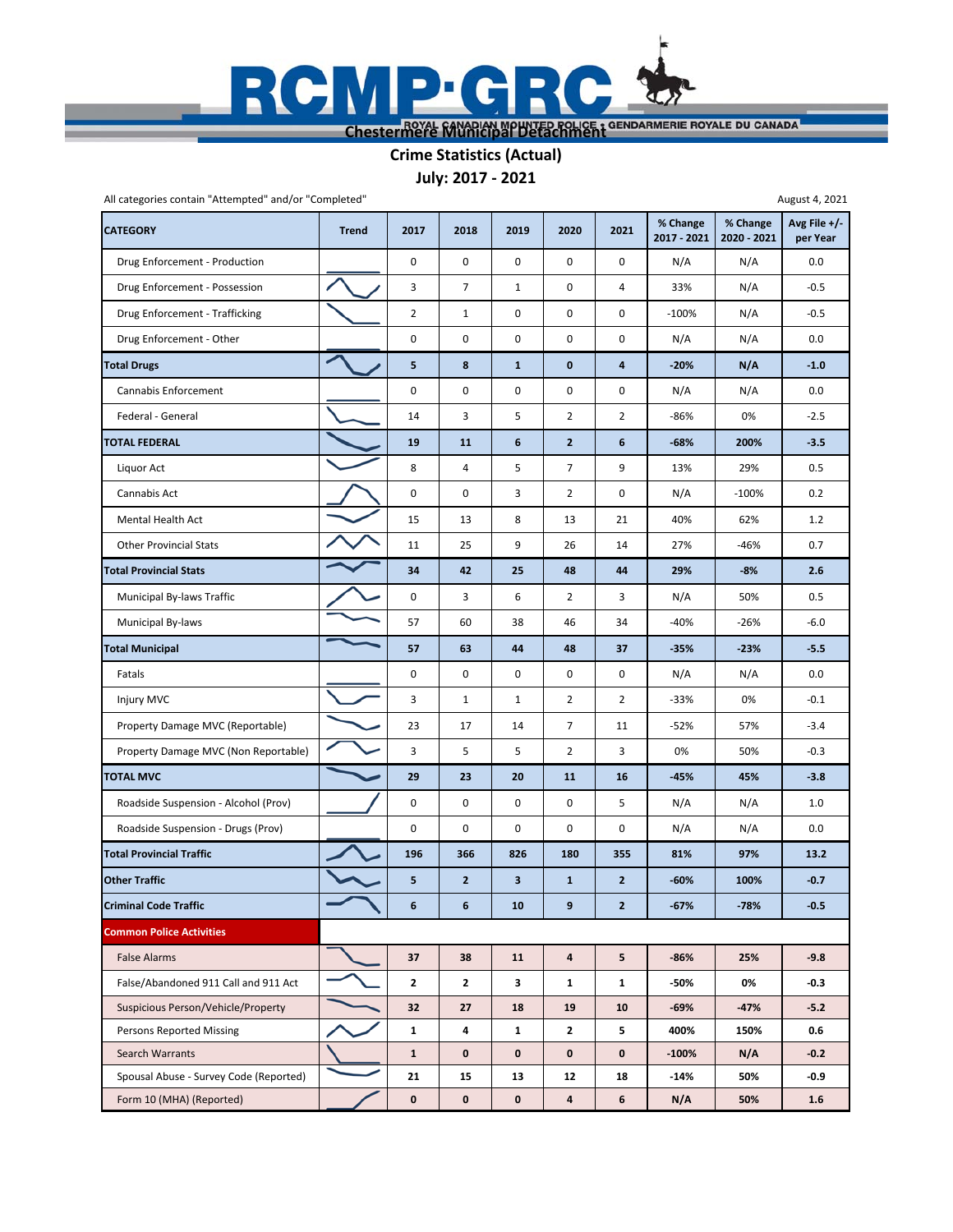# Chestermere Municipal Detachment

## Crime Statistics (Actual)

## July: 2017 - 2021

All categories contain "Attempted" and/or "Completed"

August 4, 2021

| CATEGORY | Trend | 2017 | 2018 | 2019 | 2020 | 2021 | % Change 2017 - 2021 | % Change 2020 - 2021 | Avg File +/- per Year |
|---|---|---|---|---|---|---|---|---|---|
| Drug Enforcement - Production | | 0 | 0 | 0 | 0 | 0 | N/A | N/A | 0.0 |
| Drug Enforcement - Possession | | 3 | 7 | 1 | 0 | 4 | 33% | N/A | -0.5 |
| Drug Enforcement - Trafficking | | 2 | 1 | 0 | 0 | 0 | -100% | N/A | -0.5 |
| Drug Enforcement - Other | | 0 | 0 | 0 | 0 | 0 | N/A | N/A | 0.0 |
| **Total Drugs** | | **5** | **8** | **1** | **0** | **4** | **-20%** | **N/A** | **-1.0** |
| Cannabis Enforcement | | 0 | 0 | 0 | 0 | 0 | N/A | N/A | 0.0 |
| Federal - General | | 14 | 3 | 5 | 2 | 2 | -86% | 0% | -2.5 |
| **TOTAL FEDERAL** | | **19** | **11** | **6** | **2** | **6** | **-68%** | **200%** | **-3.5** |
| Liquor Act | | 8 | 4 | 5 | 7 | 9 | 13% | 29% | 0.5 |
| Cannabis Act | | 0 | 0 | 3 | 2 | 0 | N/A | -100% | 0.2 |
| Mental Health Act | | 15 | 13 | 8 | 13 | 21 | 40% | 62% | 1.2 |
| Other Provincial Stats | | 11 | 25 | 9 | 26 | 14 | 27% | -46% | 0.7 |
| **Total Provincial Stats** | | **34** | **42** | **25** | **48** | **44** | **29%** | **-8%** | **2.6** |
| Municipal By-laws Traffic | | 0 | 3 | 6 | 2 | 3 | N/A | 50% | 0.5 |
| Municipal By-laws | | 57 | 60 | 38 | 46 | 34 | -40% | -26% | -6.0 |
| **Total Municipal** | | **57** | **63** | **44** | **48** | **37** | **-35%** | **-23%** | **-5.5** |
| Fatals | | 0 | 0 | 0 | 0 | 0 | N/A | N/A | 0.0 |
| Injury MVC | | 3 | 1 | 1 | 2 | 2 | -33% | 0% | -0.1 |
| Property Damage MVC (Reportable) | | 23 | 17 | 14 | 7 | 11 | -52% | 57% | -3.4 |
| Property Damage MVC (Non Reportable) | | 3 | 5 | 5 | 2 | 3 | 0% | 50% | -0.3 |
| **TOTAL MVC** | | **29** | **23** | **20** | **11** | **16** | **-45%** | **45%** | **-3.8** |
| Roadside Suspension - Alcohol (Prov) | | 0 | 0 | 0 | 0 | 5 | N/A | N/A | 1.0 |
| Roadside Suspension - Drugs (Prov) | | 0 | 0 | 0 | 0 | 0 | N/A | N/A | 0.0 |
| **Total Provincial Traffic** | | **196** | **366** | **826** | **180** | **355** | **81%** | **97%** | **13.2** |
| **Other Traffic** | | **5** | **2** | **3** | **1** | **2** | **-60%** | **100%** | **-0.7** |
| **Criminal Code Traffic** | | **6** | **6** | **10** | **9** | **2** | **-67%** | **-78%** | **-0.5** |
| **Common Police Activities** | | | | | | | | | |
| False Alarms | | **37** | **38** | **11** | **4** | **5** | **-86%** | **25%** | **-9.8** |
| False/Abandoned 911 Call and 911 Act | | **2** | **2** | **3** | **1** | **1** | **-50%** | **0%** | **-0.3** |
| Suspicious Person/Vehicle/Property | | **32** | **27** | **18** | **19** | **10** | **-69%** | **-47%** | **-5.2** |
| Persons Reported Missing | | **1** | **4** | **1** | **2** | **5** | **400%** | **150%** | **0.6** |
| Search Warrants | | **1** | **0** | **0** | **0** | **0** | **-100%** | **N/A** | **-0.2** |
| Spousal Abuse - Survey Code (Reported) | | **21** | **15** | **13** | **12** | **18** | **-14%** | **50%** | **-0.9** |
| Form 10 (MHA) (Reported) | | **0** | **0** | **0** | **4** | **6** | **N/A** | **50%** | **1.6** |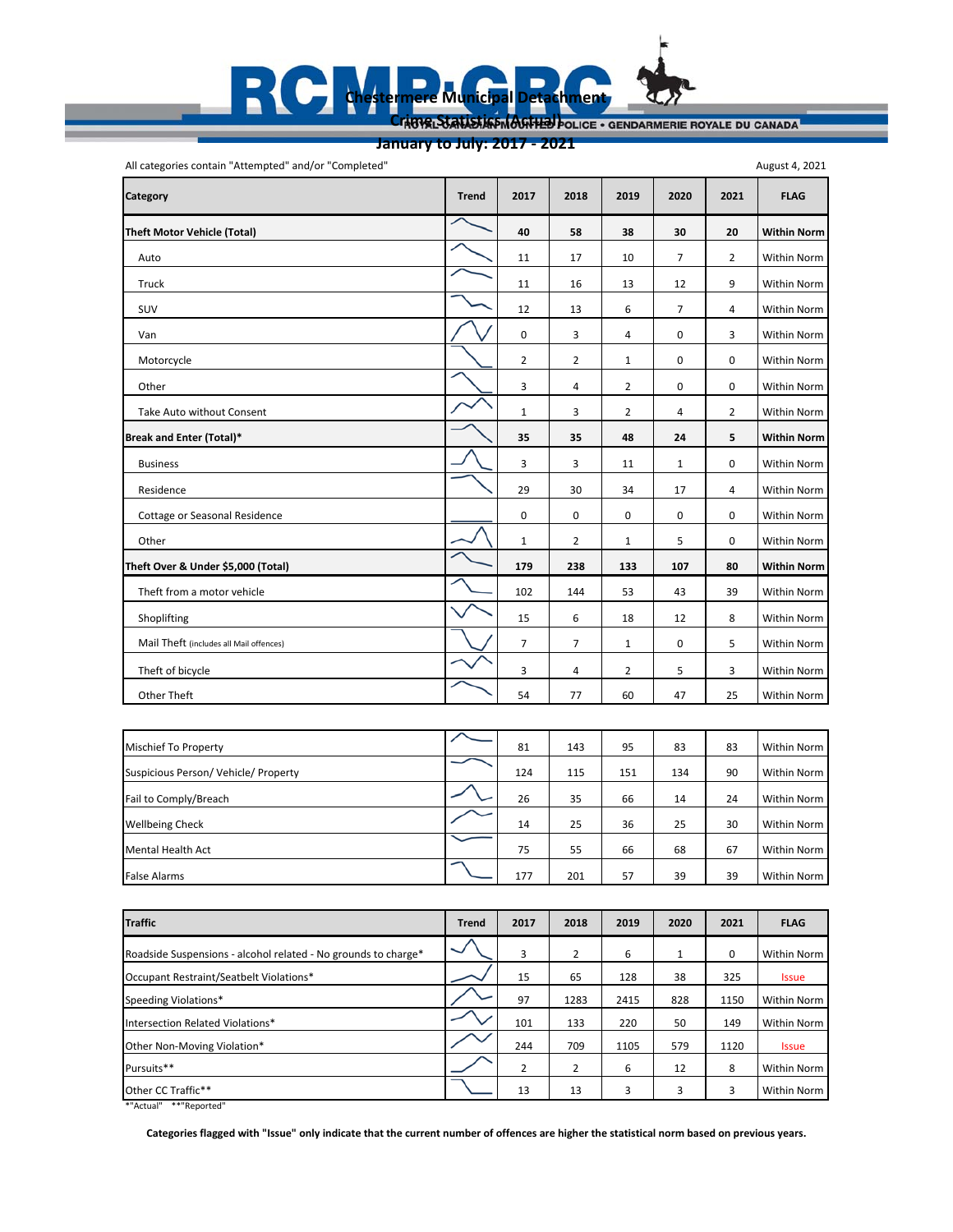# Chestermere Municipal Detachment

## Crime Statistics (Actual)

## January to July: 2017 - 2021

All categories contain "Attempted" and/or "Completed"

August 4, 2021

| Category | Trend | 2017 | 2018 | 2019 | 2020 | 2021 | FLAG |
|---|---|---|---|---|---|---|---|
| **Theft Motor Vehicle (Total)** | | **40** | **58** | **38** | **30** | **20** | **Within Norm** |
| Auto | | 11 | 17 | 10 | 7 | 2 | Within Norm |
| Truck | | 11 | 16 | 13 | 12 | 9 | Within Norm |
| SUV | | 12 | 13 | 6 | 7 | 4 | Within Norm |
| Van | | 0 | 3 | 4 | 0 | 3 | Within Norm |
| Motorcycle | | 2 | 2 | 1 | 0 | 0 | Within Norm |
| Other | | 3 | 4 | 2 | 0 | 0 | Within Norm |
| Take Auto without Consent | | 1 | 3 | 2 | 4 | 2 | Within Norm |
| **Break and Enter (Total)*** | | **35** | **35** | **48** | **24** | **5** | **Within Norm** |
| Business | | 3 | 3 | 11 | 1 | 0 | Within Norm |
| Residence | | 29 | 30 | 34 | 17 | 4 | Within Norm |
| Cottage or Seasonal Residence | | 0 | 0 | 0 | 0 | 0 | Within Norm |
| Other | | 1 | 2 | 1 | 5 | 0 | Within Norm |
| **Theft Over & Under $5,000 (Total)** | | **179** | **238** | **133** | **107** | **80** | **Within Norm** |
| Theft from a motor vehicle | | 102 | 144 | 53 | 43 | 39 | Within Norm |
| Shoplifting | | 15 | 6 | 18 | 12 | 8 | Within Norm |
| Mail Theft (includes all Mail offences) | | 7 | 7 | 1 | 0 | 5 | Within Norm |
| Theft of bicycle | | 3 | 4 | 2 | 5 | 3 | Within Norm |
| Other Theft | | 54 | 77 | 60 | 47 | 25 | Within Norm |

| Category | Trend | 2017 | 2018 | 2019 | 2020 | 2021 | FLAG |
|---|---|---|---|---|---|---|---|
| Mischief To Property | | 81 | 143 | 95 | 83 | 83 | Within Norm |
| Suspicious Person/ Vehicle/ Property | | 124 | 115 | 151 | 134 | 90 | Within Norm |
| Fail to Comply/Breach | | 26 | 35 | 66 | 14 | 24 | Within Norm |
| Wellbeing Check | | 14 | 25 | 36 | 25 | 30 | Within Norm |
| Mental Health Act | | 75 | 55 | 66 | 68 | 67 | Within Norm |
| False Alarms | | 177 | 201 | 57 | 39 | 39 | Within Norm |

| Traffic | Trend | 2017 | 2018 | 2019 | 2020 | 2021 | FLAG |
|---|---|---|---|---|---|---|---|
| Roadside Suspensions - alcohol related - No grounds to charge* | | 3 | 2 | 6 | 1 | 0 | Within Norm |
| Occupant Restraint/Seatbelt Violations* | | 15 | 65 | 128 | 38 | 325 | Issue |
| Speeding Violations* | | 97 | 1283 | 2415 | 828 | 1150 | Within Norm |
| Intersection Related Violations* | | 101 | 133 | 220 | 50 | 149 | Within Norm |
| Other Non-Moving Violation* | | 244 | 709 | 1105 | 579 | 1120 | Issue |
| Pursuits** | | 2 | 2 | 6 | 12 | 8 | Within Norm |
| Other CC Traffic** | | 13 | 13 | 3 | 3 | 3 | Within Norm |

*"Actual" **"Reported"

**Categories flagged with "Issue" only indicate that the current number of offences are higher the statistical norm based on previous years.**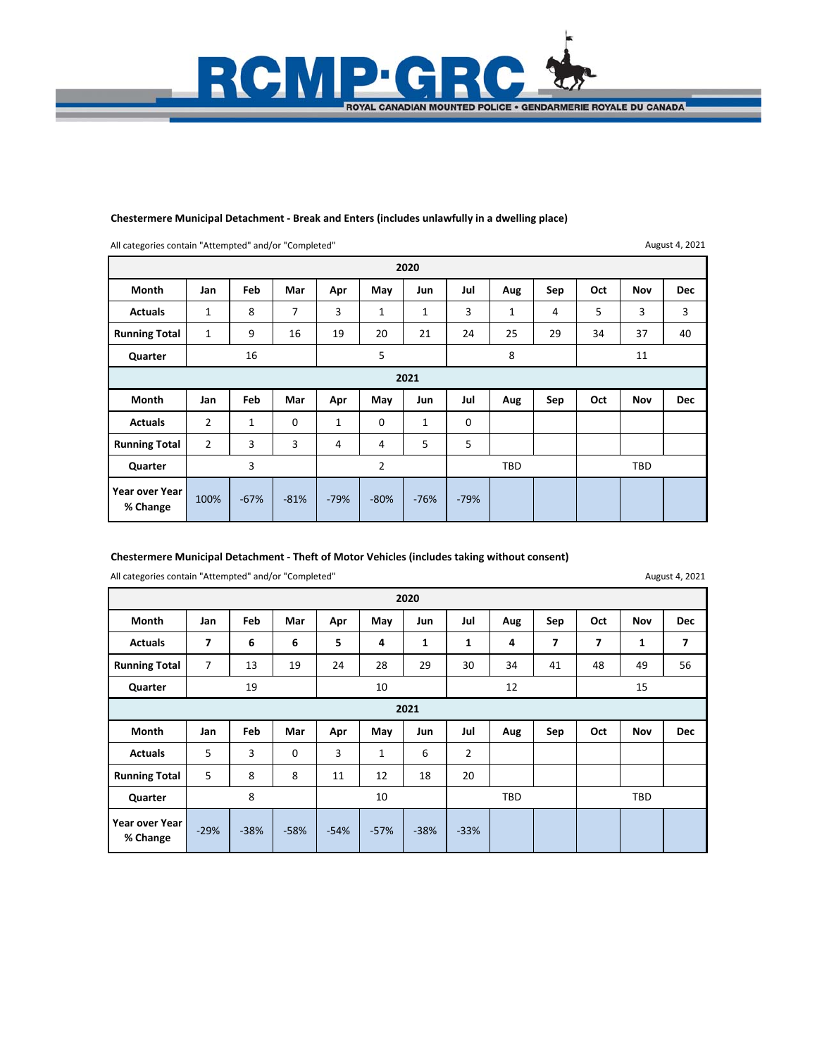### Chestermere Municipal Detachment - Break and Enters (includes unlawfully in a dwelling place)

All categories contain "Attempted" and/or "Completed"

August 4, 2021

| 2020 | | | | | | | | | | | | |
|---|---|---|---|---|---|---|---|---|---|---|---|---|
| **Month** | **Jan** | **Feb** | **Mar** | **Apr** | **May** | **Jun** | **Jul** | **Aug** | **Sep** | **Oct** | **Nov** | **Dec** |
| **Actuals** | 1 | 8 | 7 | 3 | 1 | 1 | 3 | 1 | 4 | 5 | 3 | 3 |
| **Running Total** | 1 | 9 | 16 | 19 | 20 | 21 | 24 | 25 | 29 | 34 | 37 | 40 |
| **Quarter** | | 16 | | | 5 | | | 8 | | | 11 | |
| **2021** | | | | | | | | | | | | |
| **Month** | **Jan** | **Feb** | **Mar** | **Apr** | **May** | **Jun** | **Jul** | **Aug** | **Sep** | **Oct** | **Nov** | **Dec** |
| **Actuals** | 2 | 1 | 0 | 1 | 0 | 1 | 0 | | | | | |
| **Running Total** | 2 | 3 | 3 | 4 | 4 | 5 | 5 | | | | | |
| **Quarter** | | 3 | | | 2 | | | TBD | | | TBD | |
| **Year over Year % Change** | 100% | -67% | -81% | -79% | -80% | -76% | -79% | | | | | |

### Chestermere Municipal Detachment - Theft of Motor Vehicles (includes taking without consent)

All categories contain "Attempted" and/or "Completed"

August 4, 2021

| 2020 | | | | | | | | | | | | |
|---|---|---|---|---|---|---|---|---|---|---|---|---|
| **Month** | **Jan** | **Feb** | **Mar** | **Apr** | **May** | **Jun** | **Jul** | **Aug** | **Sep** | **Oct** | **Nov** | **Dec** |
| **Actuals** | **7** | **6** | **6** | **5** | **4** | **1** | **1** | **4** | **7** | **7** | **1** | **7** |
| **Running Total** | 7 | 13 | 19 | 24 | 28 | 29 | 30 | 34 | 41 | 48 | 49 | 56 |
| **Quarter** | | 19 | | | 10 | | | 12 | | | 15 | |
| **2021** | | | | | | | | | | | | |
| **Month** | **Jan** | **Feb** | **Mar** | **Apr** | **May** | **Jun** | **Jul** | **Aug** | **Sep** | **Oct** | **Nov** | **Dec** |
| **Actuals** | 5 | 3 | 0 | 3 | 1 | 6 | 2 | | | | | |
| **Running Total** | 5 | 8 | 8 | 11 | 12 | 18 | 20 | | | | | |
| **Quarter** | | 8 | | | 10 | | | TBD | | | TBD | |
| **Year over Year % Change** | -29% | -38% | -58% | -54% | -57% | -38% | -33% | | | | | |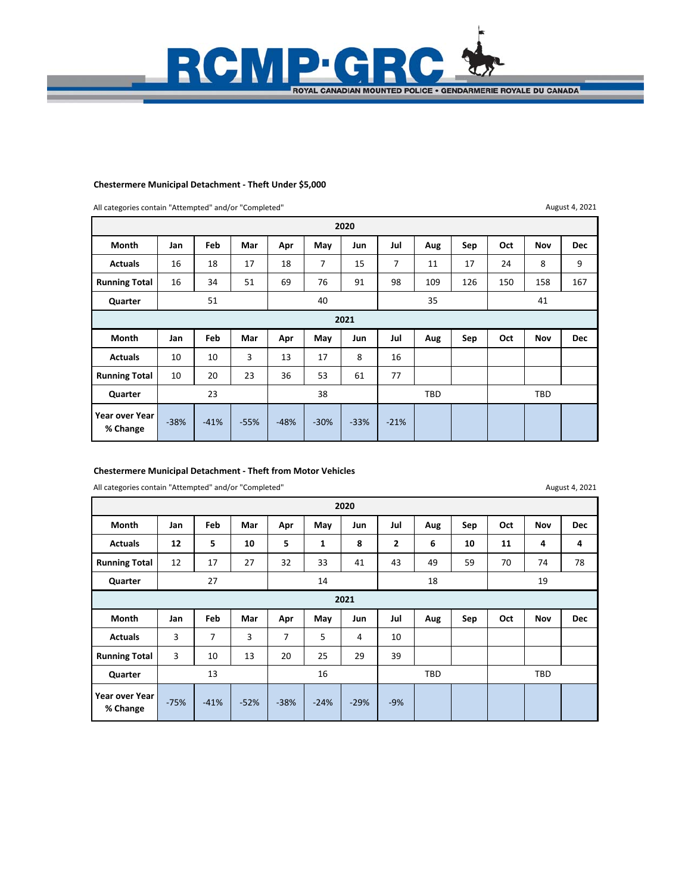### Chestermere Municipal Detachment - Theft Under $5,000

All categories contain "Attempted" and/or "Completed"

August 4, 2021

| 2020 | | | | | | | | | | | | |
|---|---|---|---|---|---|---|---|---|---|---|---|---|
| **Month** | **Jan** | **Feb** | **Mar** | **Apr** | **May** | **Jun** | **Jul** | **Aug** | **Sep** | **Oct** | **Nov** | **Dec** |
| **Actuals** | 16 | 18 | 17 | 18 | 7 | 15 | 7 | 11 | 17 | 24 | 8 | 9 |
| **Running Total** | 16 | 34 | 51 | 69 | 76 | 91 | 98 | 109 | 126 | 150 | 158 | 167 |
| **Quarter** | | 51 | | | 40 | | | 35 | | | 41 | |
| **2021** | | | | | | | | | | | | |
| **Month** | **Jan** | **Feb** | **Mar** | **Apr** | **May** | **Jun** | **Jul** | **Aug** | **Sep** | **Oct** | **Nov** | **Dec** |
| **Actuals** | 10 | 10 | 3 | 13 | 17 | 8 | 16 | | | | | |
| **Running Total** | 10 | 20 | 23 | 36 | 53 | 61 | 77 | | | | | |
| **Quarter** | | 23 | | | 38 | | | TBD | | | TBD | |
| **Year over Year % Change** | -38% | -41% | -55% | -48% | -30% | -33% | -21% | | | | | |

### Chestermere Municipal Detachment - Theft from Motor Vehicles

All categories contain "Attempted" and/or "Completed"

August 4, 2021

| 2020 | | | | | | | | | | | | |
|---|---|---|---|---|---|---|---|---|---|---|---|---|
| **Month** | **Jan** | **Feb** | **Mar** | **Apr** | **May** | **Jun** | **Jul** | **Aug** | **Sep** | **Oct** | **Nov** | **Dec** |
| **Actuals** | **12** | **5** | **10** | **5** | **1** | **8** | **2** | **6** | **10** | **11** | **4** | **4** |
| **Running Total** | 12 | 17 | 27 | 32 | 33 | 41 | 43 | 49 | 59 | 70 | 74 | 78 |
| **Quarter** | | 27 | | | 14 | | | 18 | | | 19 | |
| **2021** | | | | | | | | | | | | |
| **Month** | **Jan** | **Feb** | **Mar** | **Apr** | **May** | **Jun** | **Jul** | **Aug** | **Sep** | **Oct** | **Nov** | **Dec** |
| **Actuals** | 3 | 7 | 3 | 7 | 5 | 4 | 10 | | | | | |
| **Running Total** | 3 | 10 | 13 | 20 | 25 | 29 | 39 | | | | | |
| **Quarter** | | 13 | | | 16 | | | TBD | | | TBD | |
| **Year over Year % Change** | -75% | -41% | -52% | -38% | -24% | -29% | -9% | | | | | |